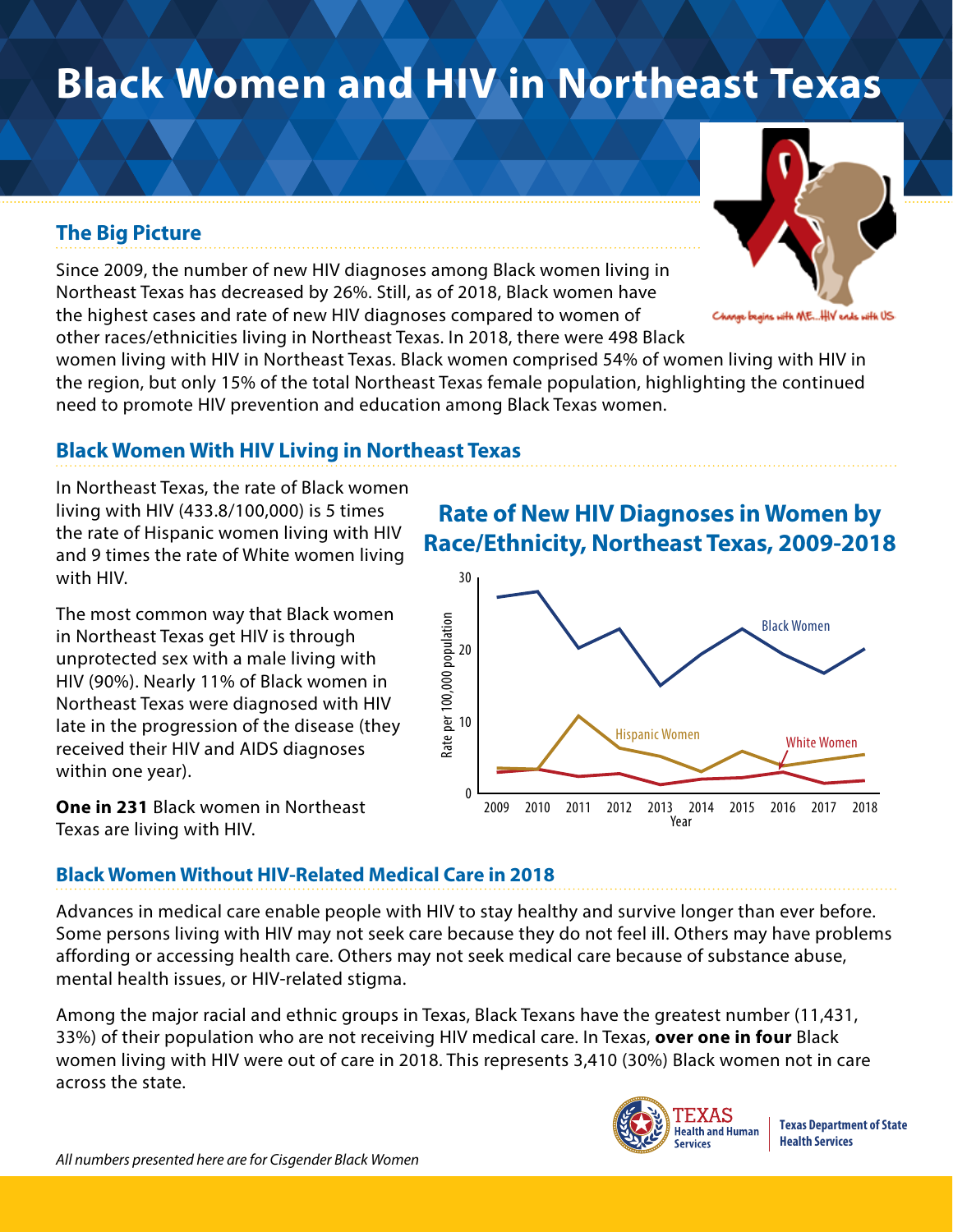# Black Women and HIV in Northeast Texas

Change begins with ME...HIV ends with US

## The Big Picture

Since 2009, the number of new HIV diagnoses among Black women living in Northeast Texas has decreased by 26%. Still, as of 2018, Black women have the highest cases and rate of new HIV diagnoses compared to women of other races/ethnicities living in Northeast Texas. In 2018, there were 498 Black women living with HIV in Northeast Texas. Black women comprised 54% of women living with HIV in the region, but only 15% of the total Northeast Texas female population, highlighting the continued need to promote HIV prevention and education among Black Texas women.

## Black Women With HIV Living in Northeast Texas

In Northeast Texas, the rate of Black women living with HIV (433.8/100,000) is 5 times the rate of Hispanic women living with HIV and 9 times the rate of White women living with HIV.

The most common way that Black women in Northeast Texas get HIV is through unprotected sex with a male living with HIV (90%). Nearly 11% of Black women in Northeast Texas were diagnosed with HIV late in the progression of the disease (they received their HIV and AIDS diagnoses within one year).

**One in 231** Black women in Northeast Texas are living with HIV.

### Rate of New HIV Diagnoses in Women by Race/Ethnicity, Northeast Texas, 2009-2018

Rate per 100,000 population (0–30) by Year (2009–2018); lines: Black Women, Hispanic Women, White Women

## Black Women Without HIV-Related Medical Care in 2018

Advances in medical care enable people with HIV to stay healthy and survive longer than ever before. Some persons living with HIV may not seek care because they do not feel ill. Others may have problems affording or accessing health care. Others may not seek medical care because of substance abuse, mental health issues, or HIV-related stigma.

Among the major racial and ethnic groups in Texas, Black Texans have the greatest number (11,431, 33%) of their population who are not receiving HIV medical care. In Texas, **over one in four** Black women living with HIV were out of care in 2018. This represents 3,410 (30%) Black women not in care across the state.

TEXAS Health and Human Services | Texas Department of State Health Services

*All numbers presented here are for Cisgender Black Women*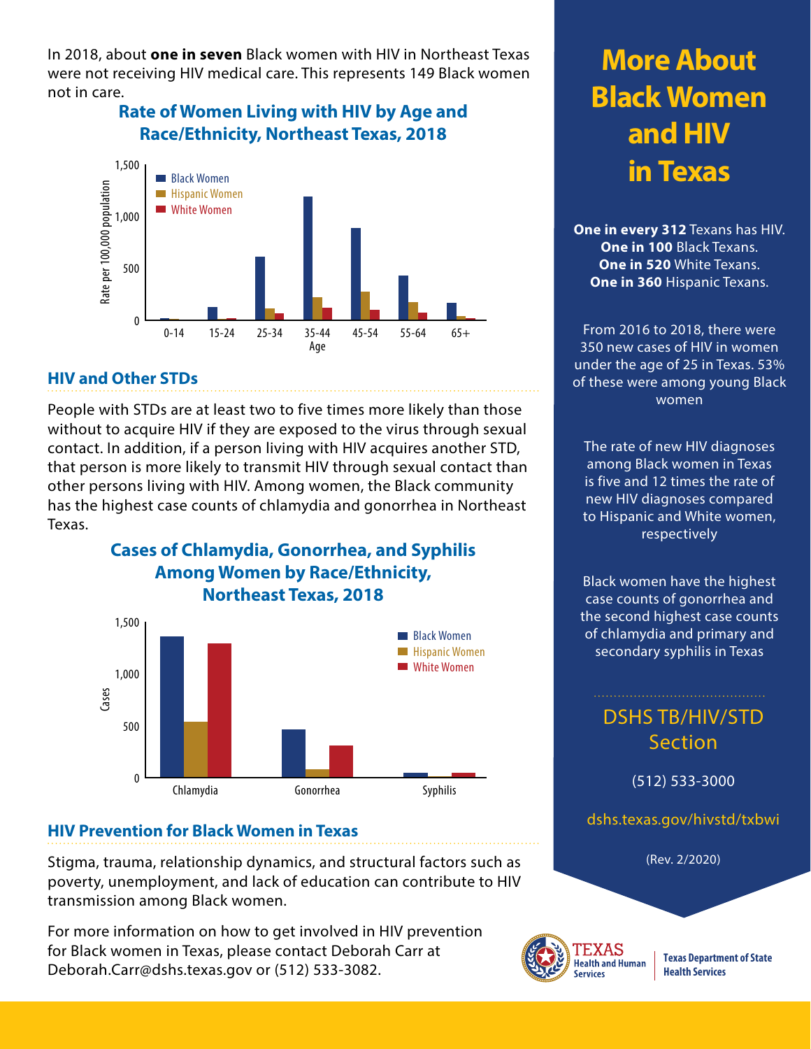In 2018, about **one in seven** Black women with HIV in Northeast Texas were not receiving HIV medical care. This represents 149 Black women not in care.

### Rate of Women Living with HIV by Age and Race/Ethnicity, Northeast Texas, 2018

Rate per 100,000 population

1,500
1,000
500
0

Black Women
Hispanic Women
White Women

0-14
15-24
25-34
35-44
45-54
55-64
65+

Age

## HIV and Other STDs

People with STDs are at least two to five times more likely than those without to acquire HIV if they are exposed to the virus through sexual contact. In addition, if a person living with HIV acquires another STD, that person is more likely to transmit HIV through sexual contact than other persons living with HIV. Among women, the Black community has the highest case counts of chlamydia and gonorrhea in Northeast Texas.

### Cases of Chlamydia, Gonorrhea, and Syphilis Among Women by Race/Ethnicity, Northeast Texas, 2018

Cases

1,500
1,000
500
0

Black Women
Hispanic Women
White Women

Chlamydia
Gonorrhea
Syphilis

## HIV Prevention for Black Women in Texas

Stigma, trauma, relationship dynamics, and structural factors such as poverty, unemployment, and lack of education can contribute to HIV transmission among Black women.

For more information on how to get involved in HIV prevention for Black women in Texas, please contact Deborah Carr at Deborah.Carr@dshs.texas.gov or (512) 533-3082.

# More About Black Women and HIV in Texas

**One in every 312** Texans has HIV.
**One in 100** Black Texans.
**One in 520** White Texans.
**One in 360** Hispanic Texans.

From 2016 to 2018, there were 350 new cases of HIV in women under the age of 25 in Texas. 53% of these were among young Black women

The rate of new HIV diagnoses among Black women in Texas is five and 12 times the rate of new HIV diagnoses compared to Hispanic and White women, respectively

Black women have the highest case counts of gonorrhea and the second highest case counts of chlamydia and primary and secondary syphilis in Texas

DSHS TB/HIV/STD Section

(512) 533-3000

dshs.texas.gov/hivstd/txbwi

(Rev. 2/2020)

TEXAS Health and Human Services | Texas Department of State Health Services